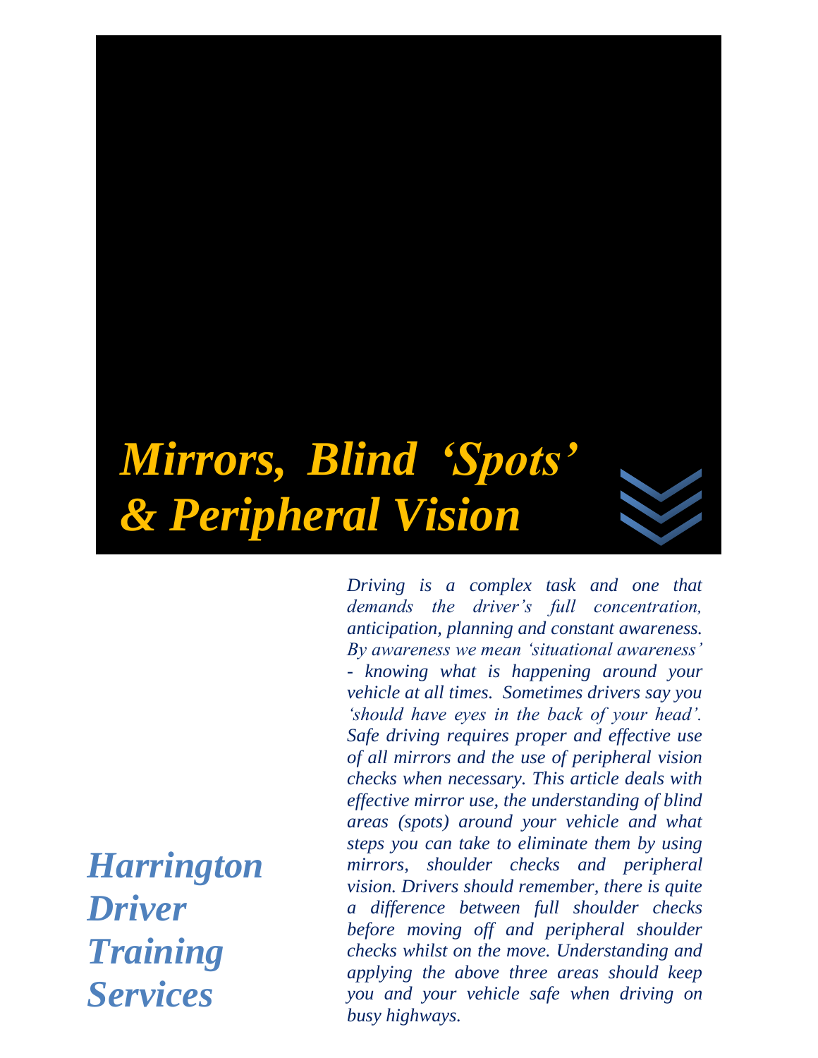# *Mirrors, Blind 'Spots' & Peripheral Vision*

***Harrington Driver Training Services***

*Driving is a complex task and one that demands the driver's full concentration, anticipation, planning and constant awareness. By awareness we mean 'situational awareness' - knowing what is happening around your vehicle at all times. Sometimes drivers say you 'should have eyes in the back of your head'. Safe driving requires proper and effective use of all mirrors and the use of peripheral vision checks when necessary. This article deals with effective mirror use, the understanding of blind areas (spots) around your vehicle and what steps you can take to eliminate them by using mirrors, shoulder checks and peripheral vision. Drivers should remember, there is quite a difference between full shoulder checks before moving off and peripheral shoulder checks whilst on the move. Understanding and applying the above three areas should keep you and your vehicle safe when driving on busy highways.*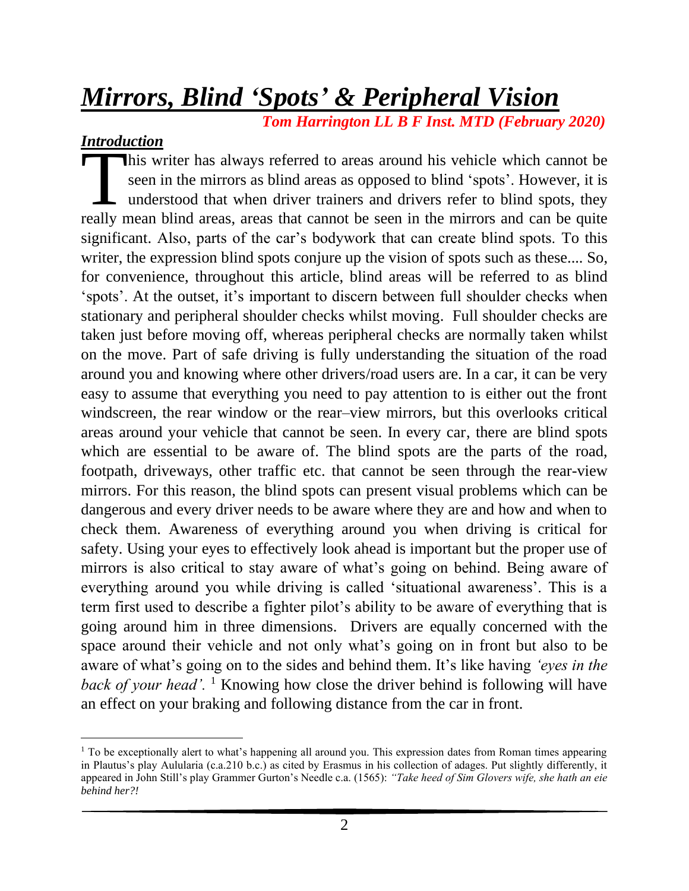# ***Mirrors, Blind 'Spots' & Peripheral Vision***

***Tom Harrington LL B F Inst. MTD (February 2020)***

## ***Introduction***

This writer has always referred to areas around his vehicle which cannot be seen in the mirrors as blind areas as opposed to blind 'spots'. However, it is understood that when driver trainers and drivers refer to blind spots, they really mean blind areas, areas that cannot be seen in the mirrors and can be quite significant. Also, parts of the car's bodywork that can create blind spots. To this writer, the expression blind spots conjure up the vision of spots such as these.... So, for convenience, throughout this article, blind areas will be referred to as blind 'spots'. At the outset, it's important to discern between full shoulder checks when stationary and peripheral shoulder checks whilst moving. Full shoulder checks are taken just before moving off, whereas peripheral checks are normally taken whilst on the move. Part of safe driving is fully understanding the situation of the road around you and knowing where other drivers/road users are. In a car, it can be very easy to assume that everything you need to pay attention to is either out the front windscreen, the rear window or the rear–view mirrors, but this overlooks critical areas around your vehicle that cannot be seen. In every car, there are blind spots which are essential to be aware of. The blind spots are the parts of the road, footpath, driveways, other traffic etc. that cannot be seen through the rear-view mirrors. For this reason, the blind spots can present visual problems which can be dangerous and every driver needs to be aware where they are and how and when to check them. Awareness of everything around you when driving is critical for safety. Using your eyes to effectively look ahead is important but the proper use of mirrors is also critical to stay aware of what's going on behind. Being aware of everything around you while driving is called 'situational awareness'. This is a term first used to describe a fighter pilot's ability to be aware of everything that is going around him in three dimensions. Drivers are equally concerned with the space around their vehicle and not only what's going on in front but also to be aware of what's going on to the sides and behind them. It's like having *'eyes in the back of your head'.* [1] Knowing how close the driver behind is following will have an effect on your braking and following distance from the car in front.

---

[1] To be exceptionally alert to what's happening all around you. This expression dates from Roman times appearing in Plautus's play Aulularia (c.a.210 b.c.) as cited by Erasmus in his collection of adages. Put slightly differently, it appeared in John Still's play Grammer Gurton's Needle c.a. (1565): *"Take heed of Sim Glovers wife, she hath an eie behind her?!*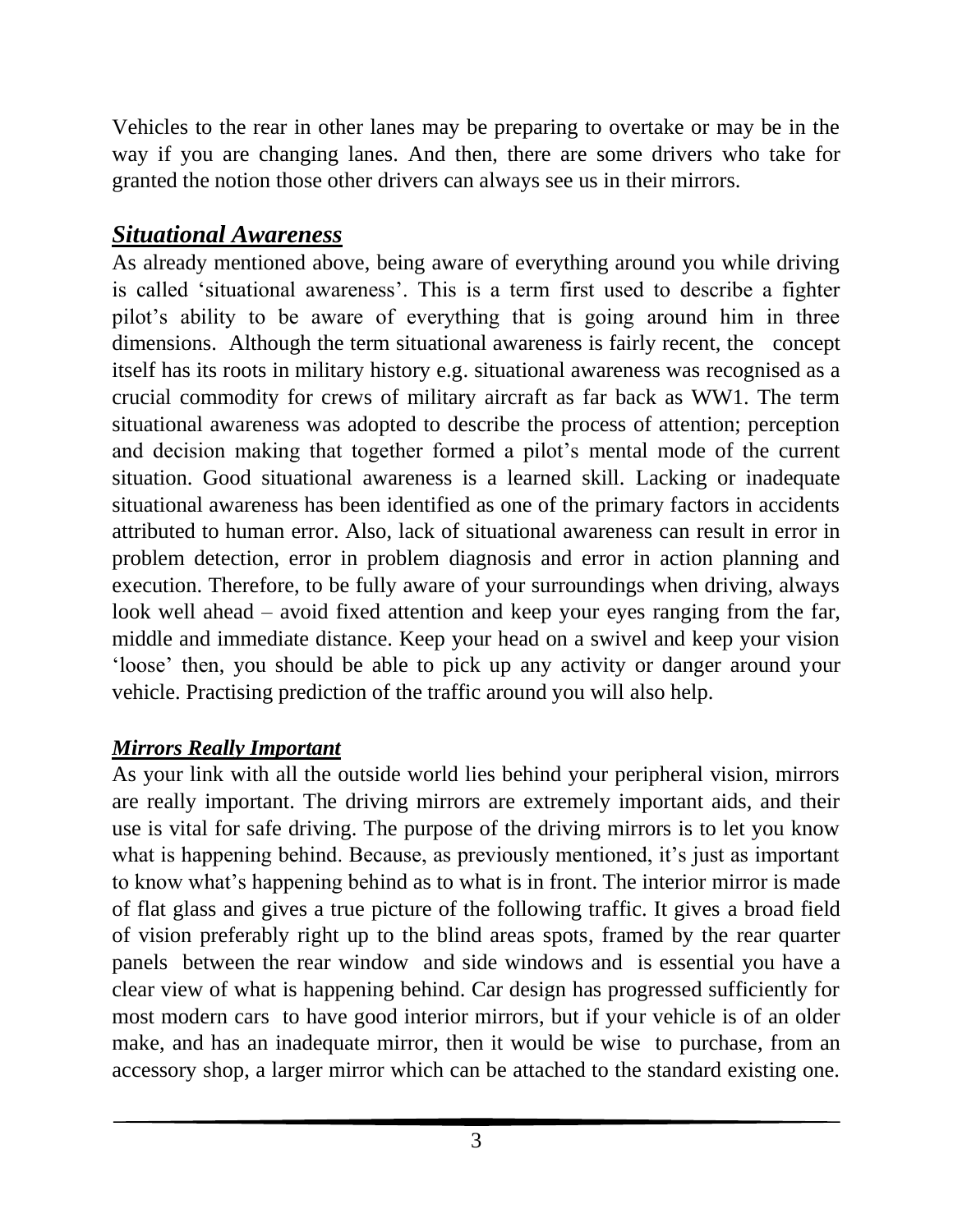Vehicles to the rear in other lanes may be preparing to overtake or may be in the way if you are changing lanes. And then, there are some drivers who take for granted the notion those other drivers can always see us in their mirrors.

## ***Situational Awareness***

As already mentioned above, being aware of everything around you while driving is called 'situational awareness'. This is a term first used to describe a fighter pilot's ability to be aware of everything that is going around him in three dimensions. Although the term situational awareness is fairly recent, the concept itself has its roots in military history e.g. situational awareness was recognised as a crucial commodity for crews of military aircraft as far back as WW1. The term situational awareness was adopted to describe the process of attention; perception and decision making that together formed a pilot's mental mode of the current situation. Good situational awareness is a learned skill. Lacking or inadequate situational awareness has been identified as one of the primary factors in accidents attributed to human error. Also, lack of situational awareness can result in error in problem detection, error in problem diagnosis and error in action planning and execution. Therefore, to be fully aware of your surroundings when driving, always look well ahead – avoid fixed attention and keep your eyes ranging from the far, middle and immediate distance. Keep your head on a swivel and keep your vision 'loose' then, you should be able to pick up any activity or danger around your vehicle. Practising prediction of the traffic around you will also help.

### ***Mirrors Really Important***

As your link with all the outside world lies behind your peripheral vision, mirrors are really important. The driving mirrors are extremely important aids, and their use is vital for safe driving. The purpose of the driving mirrors is to let you know what is happening behind. Because, as previously mentioned, it's just as important to know what's happening behind as to what is in front. The interior mirror is made of flat glass and gives a true picture of the following traffic. It gives a broad field of vision preferably right up to the blind areas spots, framed by the rear quarter panels between the rear window and side windows and is essential you have a clear view of what is happening behind. Car design has progressed sufficiently for most modern cars to have good interior mirrors, but if your vehicle is of an older make, and has an inadequate mirror, then it would be wise to purchase, from an accessory shop, a larger mirror which can be attached to the standard existing one.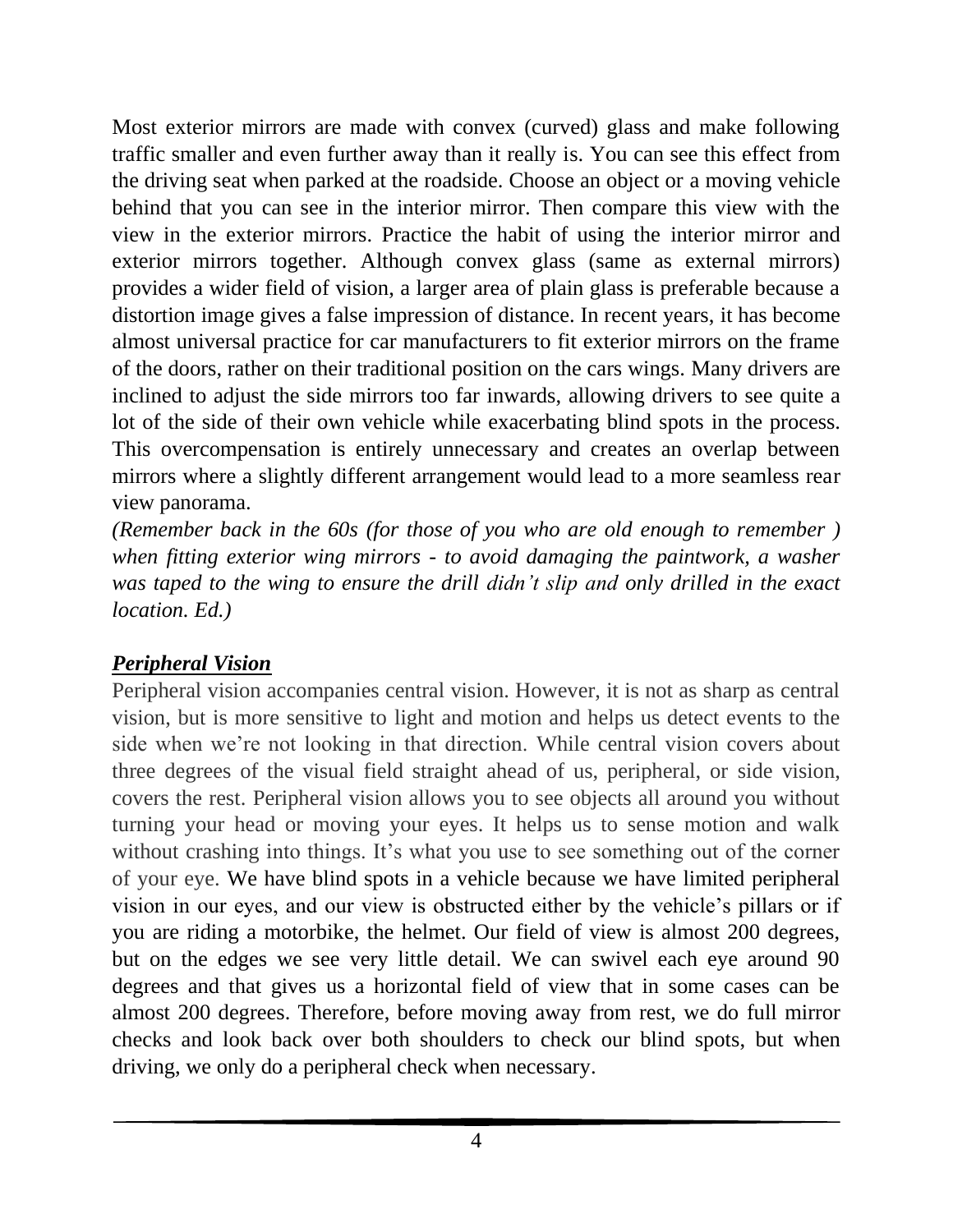Most exterior mirrors are made with convex (curved) glass and make following traffic smaller and even further away than it really is. You can see this effect from the driving seat when parked at the roadside. Choose an object or a moving vehicle behind that you can see in the interior mirror. Then compare this view with the view in the exterior mirrors. Practice the habit of using the interior mirror and exterior mirrors together. Although convex glass (same as external mirrors) provides a wider field of vision, a larger area of plain glass is preferable because a distortion image gives a false impression of distance. In recent years, it has become almost universal practice for car manufacturers to fit exterior mirrors on the frame of the doors, rather on their traditional position on the cars wings. Many drivers are inclined to adjust the side mirrors too far inwards, allowing drivers to see quite a lot of the side of their own vehicle while exacerbating blind spots in the process. This overcompensation is entirely unnecessary and creates an overlap between mirrors where a slightly different arrangement would lead to a more seamless rear view panorama.

*(Remember back in the 60s (for those of you who are old enough to remember ) when fitting exterior wing mirrors - to avoid damaging the paintwork, a washer was taped to the wing to ensure the drill didn't slip and only drilled in the exact location. Ed.)*

## ***Peripheral Vision***

Peripheral vision accompanies central vision. However, it is not as sharp as central vision, but is more sensitive to light and motion and helps us detect events to the side when we're not looking in that direction. While central vision covers about three degrees of the visual field straight ahead of us, peripheral, or side vision, covers the rest. Peripheral vision allows you to see objects all around you without turning your head or moving your eyes. It helps us to sense motion and walk without crashing into things. It's what you use to see something out of the corner of your eye. We have blind spots in a vehicle because we have limited peripheral vision in our eyes, and our view is obstructed either by the vehicle's pillars or if you are riding a motorbike, the helmet. Our field of view is almost 200 degrees, but on the edges we see very little detail. We can swivel each eye around 90 degrees and that gives us a horizontal field of view that in some cases can be almost 200 degrees. Therefore, before moving away from rest, we do full mirror checks and look back over both shoulders to check our blind spots, but when driving, we only do a peripheral check when necessary.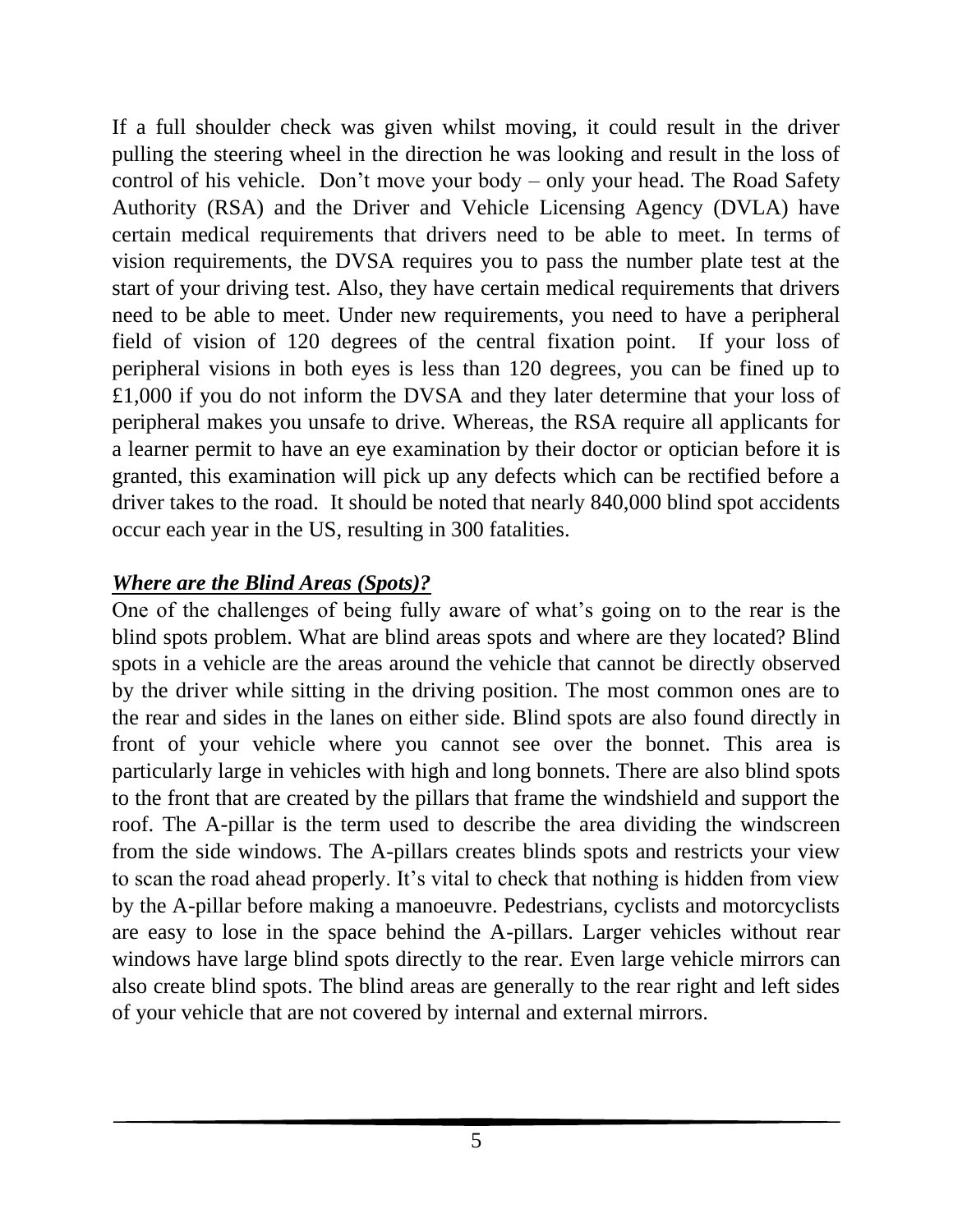If a full shoulder check was given whilst moving, it could result in the driver pulling the steering wheel in the direction he was looking and result in the loss of control of his vehicle. Don't move your body – only your head. The Road Safety Authority (RSA) and the Driver and Vehicle Licensing Agency (DVLA) have certain medical requirements that drivers need to be able to meet. In terms of vision requirements, the DVSA requires you to pass the number plate test at the start of your driving test. Also, they have certain medical requirements that drivers need to be able to meet. Under new requirements, you need to have a peripheral field of vision of 120 degrees of the central fixation point. If your loss of peripheral visions in both eyes is less than 120 degrees, you can be fined up to £1,000 if you do not inform the DVSA and they later determine that your loss of peripheral makes you unsafe to drive. Whereas, the RSA require all applicants for a learner permit to have an eye examination by their doctor or optician before it is granted, this examination will pick up any defects which can be rectified before a driver takes to the road. It should be noted that nearly 840,000 blind spot accidents occur each year in the US, resulting in 300 fatalities.

***<u>Where are the Blind Areas (Spots)?</u>***

One of the challenges of being fully aware of what's going on to the rear is the blind spots problem. What are blind areas spots and where are they located? Blind spots in a vehicle are the areas around the vehicle that cannot be directly observed by the driver while sitting in the driving position. The most common ones are to the rear and sides in the lanes on either side. Blind spots are also found directly in front of your vehicle where you cannot see over the bonnet. This area is particularly large in vehicles with high and long bonnets. There are also blind spots to the front that are created by the pillars that frame the windshield and support the roof. The A-pillar is the term used to describe the area dividing the windscreen from the side windows. The A-pillars creates blinds spots and restricts your view to scan the road ahead properly. It's vital to check that nothing is hidden from view by the A-pillar before making a manoeuvre. Pedestrians, cyclists and motorcyclists are easy to lose in the space behind the A-pillars. Larger vehicles without rear windows have large blind spots directly to the rear. Even large vehicle mirrors can also create blind spots. The blind areas are generally to the rear right and left sides of your vehicle that are not covered by internal and external mirrors.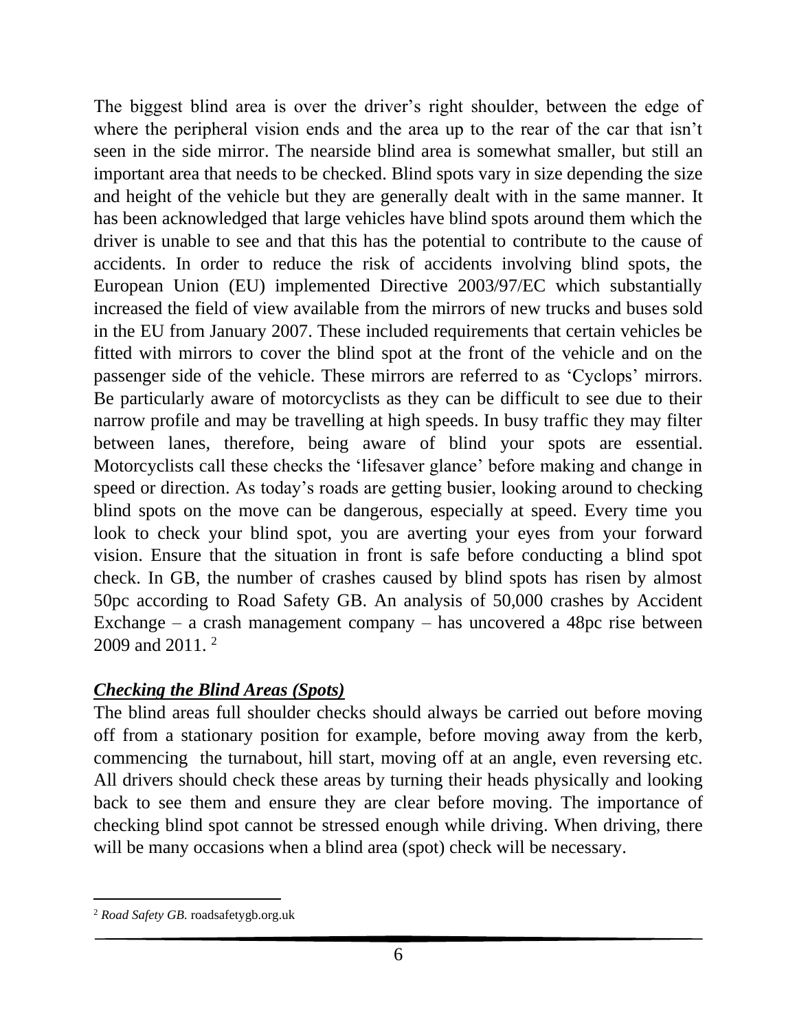The biggest blind area is over the driver's right shoulder, between the edge of where the peripheral vision ends and the area up to the rear of the car that isn't seen in the side mirror. The nearside blind area is somewhat smaller, but still an important area that needs to be checked. Blind spots vary in size depending the size and height of the vehicle but they are generally dealt with in the same manner. It has been acknowledged that large vehicles have blind spots around them which the driver is unable to see and that this has the potential to contribute to the cause of accidents. In order to reduce the risk of accidents involving blind spots, the European Union (EU) implemented Directive 2003/97/EC which substantially increased the field of view available from the mirrors of new trucks and buses sold in the EU from January 2007. These included requirements that certain vehicles be fitted with mirrors to cover the blind spot at the front of the vehicle and on the passenger side of the vehicle. These mirrors are referred to as 'Cyclops' mirrors. Be particularly aware of motorcyclists as they can be difficult to see due to their narrow profile and may be travelling at high speeds. In busy traffic they may filter between lanes, therefore, being aware of blind your spots are essential. Motorcyclists call these checks the 'lifesaver glance' before making and change in speed or direction. As today's roads are getting busier, looking around to checking blind spots on the move can be dangerous, especially at speed. Every time you look to check your blind spot, you are averting your eyes from your forward vision. Ensure that the situation in front is safe before conducting a blind spot check. In GB, the number of crashes caused by blind spots has risen by almost 50pc according to Road Safety GB. An analysis of 50,000 crashes by Accident Exchange – a crash management company – has uncovered a 48pc rise between 2009 and 2011. [2]

## *Checking the Blind Areas (Spots)*

The blind areas full shoulder checks should always be carried out before moving off from a stationary position for example, before moving away from the kerb, commencing the turnabout, hill start, moving off at an angle, even reversing etc. All drivers should check these areas by turning their heads physically and looking back to see them and ensure they are clear before moving. The importance of checking blind spot cannot be stressed enough while driving. When driving, there will be many occasions when a blind area (spot) check will be necessary.

---

[2] *Road Safety GB.* roadsafetygb.org.uk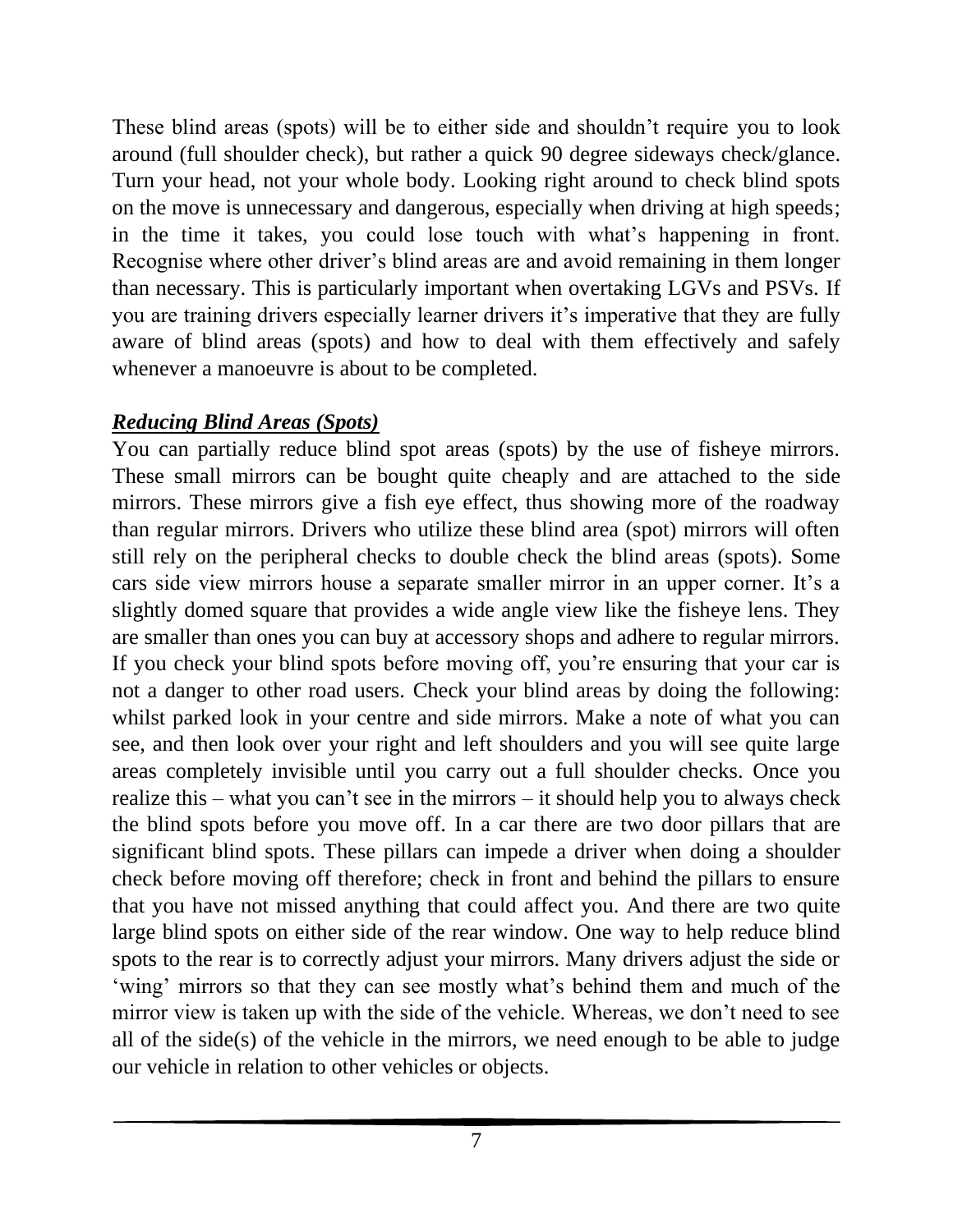These blind areas (spots) will be to either side and shouldn't require you to look around (full shoulder check), but rather a quick 90 degree sideways check/glance. Turn your head, not your whole body. Looking right around to check blind spots on the move is unnecessary and dangerous, especially when driving at high speeds; in the time it takes, you could lose touch with what's happening in front. Recognise where other driver's blind areas are and avoid remaining in them longer than necessary. This is particularly important when overtaking LGVs and PSVs. If you are training drivers especially learner drivers it's imperative that they are fully aware of blind areas (spots) and how to deal with them effectively and safely whenever a manoeuvre is about to be completed.

***Reducing Blind Areas (Spots)***

You can partially reduce blind spot areas (spots) by the use of fisheye mirrors. These small mirrors can be bought quite cheaply and are attached to the side mirrors. These mirrors give a fish eye effect, thus showing more of the roadway than regular mirrors. Drivers who utilize these blind area (spot) mirrors will often still rely on the peripheral checks to double check the blind areas (spots). Some cars side view mirrors house a separate smaller mirror in an upper corner. It's a slightly domed square that provides a wide angle view like the fisheye lens. They are smaller than ones you can buy at accessory shops and adhere to regular mirrors. If you check your blind spots before moving off, you're ensuring that your car is not a danger to other road users. Check your blind areas by doing the following: whilst parked look in your centre and side mirrors. Make a note of what you can see, and then look over your right and left shoulders and you will see quite large areas completely invisible until you carry out a full shoulder checks. Once you realize this – what you can't see in the mirrors – it should help you to always check the blind spots before you move off. In a car there are two door pillars that are significant blind spots. These pillars can impede a driver when doing a shoulder check before moving off therefore; check in front and behind the pillars to ensure that you have not missed anything that could affect you. And there are two quite large blind spots on either side of the rear window. One way to help reduce blind spots to the rear is to correctly adjust your mirrors. Many drivers adjust the side or 'wing' mirrors so that they can see mostly what's behind them and much of the mirror view is taken up with the side of the vehicle. Whereas, we don't need to see all of the side(s) of the vehicle in the mirrors, we need enough to be able to judge our vehicle in relation to other vehicles or objects.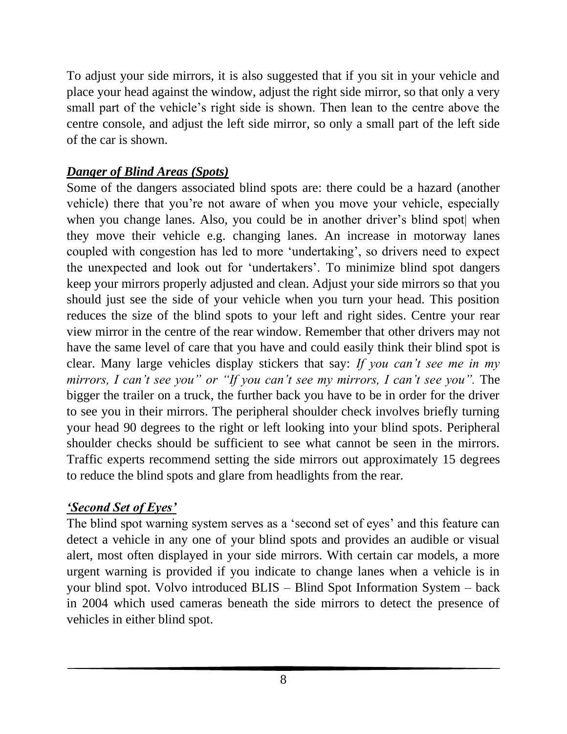To adjust your side mirrors, it is also suggested that if you sit in your vehicle and place your head against the window, adjust the right side mirror, so that only a very small part of the vehicle's right side is shown. Then lean to the centre above the centre console, and adjust the left side mirror, so only a small part of the left side of the car is shown.

***Danger of Blind Areas (Spots)***

Some of the dangers associated blind spots are: there could be a hazard (another vehicle) there that you're not aware of when you move your vehicle, especially when you change lanes. Also, you could be in another driver's blind spot| when they move their vehicle e.g. changing lanes. An increase in motorway lanes coupled with congestion has led to more 'undertaking', so drivers need to expect the unexpected and look out for 'undertakers'. To minimize blind spot dangers keep your mirrors properly adjusted and clean. Adjust your side mirrors so that you should just see the side of your vehicle when you turn your head. This position reduces the size of the blind spots to your left and right sides. Centre your rear view mirror in the centre of the rear window. Remember that other drivers may not have the same level of care that you have and could easily think their blind spot is clear. Many large vehicles display stickers that say: *If you can't see me in my mirrors, I can't see you" or "If you can't see my mirrors, I can't see you".* The bigger the trailer on a truck, the further back you have to be in order for the driver to see you in their mirrors. The peripheral shoulder check involves briefly turning your head 90 degrees to the right or left looking into your blind spots. Peripheral shoulder checks should be sufficient to see what cannot be seen in the mirrors. Traffic experts recommend setting the side mirrors out approximately 15 degrees to reduce the blind spots and glare from headlights from the rear.

***'Second Set of Eyes'***

The blind spot warning system serves as a 'second set of eyes' and this feature can detect a vehicle in any one of your blind spots and provides an audible or visual alert, most often displayed in your side mirrors. With certain car models, a more urgent warning is provided if you indicate to change lanes when a vehicle is in your blind spot. Volvo introduced BLIS – Blind Spot Information System – back in 2004 which used cameras beneath the side mirrors to detect the presence of vehicles in either blind spot.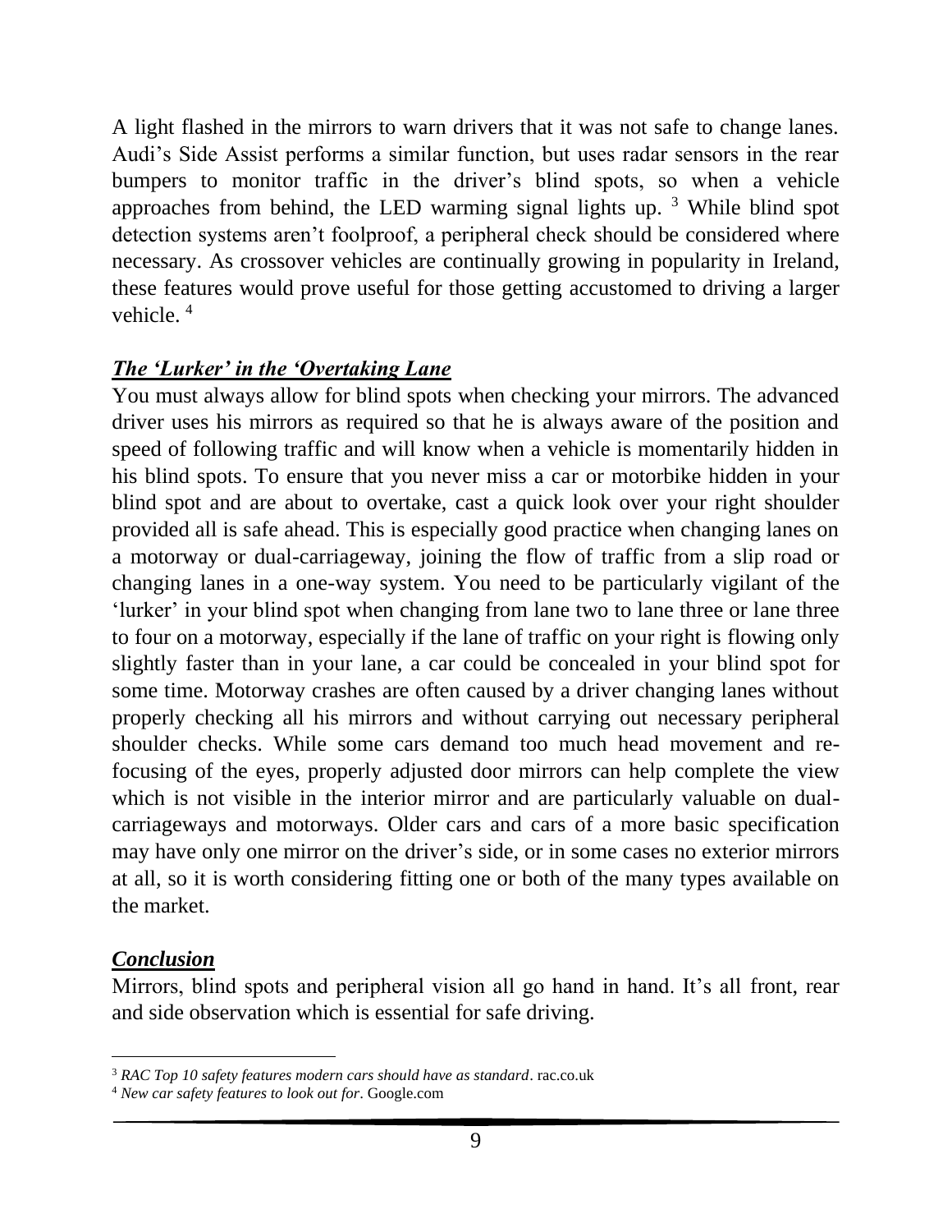A light flashed in the mirrors to warn drivers that it was not safe to change lanes. Audi's Side Assist performs a similar function, but uses radar sensors in the rear bumpers to monitor traffic in the driver's blind spots, so when a vehicle approaches from behind, the LED warming signal lights up. [3] While blind spot detection systems aren't foolproof, a peripheral check should be considered where necessary. As crossover vehicles are continually growing in popularity in Ireland, these features would prove useful for those getting accustomed to driving a larger vehicle. [4]

### ***The 'Lurker' in the 'Overtaking Lane***

You must always allow for blind spots when checking your mirrors. The advanced driver uses his mirrors as required so that he is always aware of the position and speed of following traffic and will know when a vehicle is momentarily hidden in his blind spots. To ensure that you never miss a car or motorbike hidden in your blind spot and are about to overtake, cast a quick look over your right shoulder provided all is safe ahead. This is especially good practice when changing lanes on a motorway or dual-carriageway, joining the flow of traffic from a slip road or changing lanes in a one-way system. You need to be particularly vigilant of the 'lurker' in your blind spot when changing from lane two to lane three or lane three to four on a motorway, especially if the lane of traffic on your right is flowing only slightly faster than in your lane, a car could be concealed in your blind spot for some time. Motorway crashes are often caused by a driver changing lanes without properly checking all his mirrors and without carrying out necessary peripheral shoulder checks. While some cars demand too much head movement and re-focusing of the eyes, properly adjusted door mirrors can help complete the view which is not visible in the interior mirror and are particularly valuable on dual-carriageways and motorways. Older cars and cars of a more basic specification may have only one mirror on the driver's side, or in some cases no exterior mirrors at all, so it is worth considering fitting one or both of the many types available on the market.

### ***Conclusion***

Mirrors, blind spots and peripheral vision all go hand in hand. It's all front, rear and side observation which is essential for safe driving.

---

[3] *RAC Top 10 safety features modern cars should have as standard*. rac.co.uk

[4] *New car safety features to look out for*. Google.com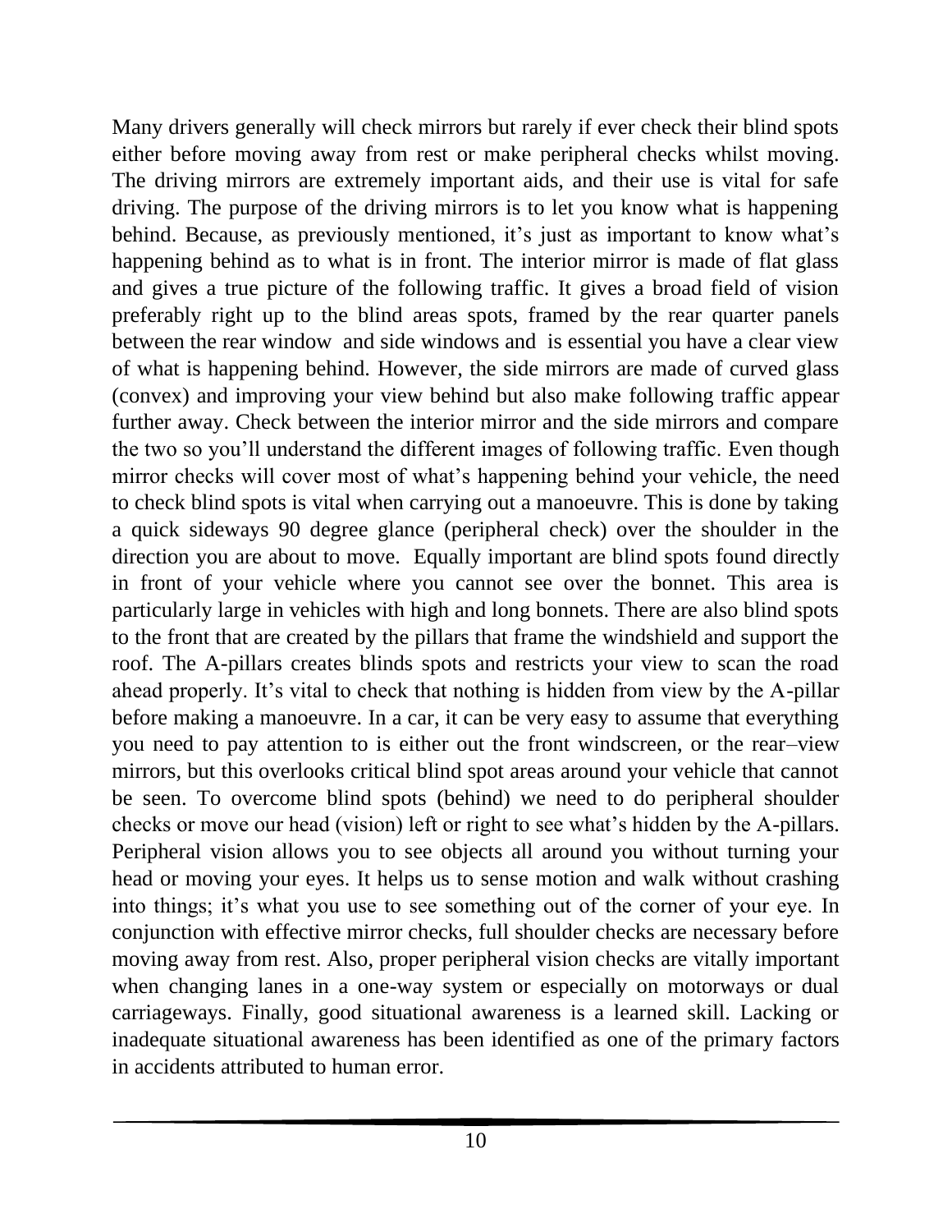Many drivers generally will check mirrors but rarely if ever check their blind spots either before moving away from rest or make peripheral checks whilst moving. The driving mirrors are extremely important aids, and their use is vital for safe driving. The purpose of the driving mirrors is to let you know what is happening behind. Because, as previously mentioned, it's just as important to know what's happening behind as to what is in front. The interior mirror is made of flat glass and gives a true picture of the following traffic. It gives a broad field of vision preferably right up to the blind areas spots, framed by the rear quarter panels between the rear window and side windows and is essential you have a clear view of what is happening behind. However, the side mirrors are made of curved glass (convex) and improving your view behind but also make following traffic appear further away. Check between the interior mirror and the side mirrors and compare the two so you'll understand the different images of following traffic. Even though mirror checks will cover most of what's happening behind your vehicle, the need to check blind spots is vital when carrying out a manoeuvre. This is done by taking a quick sideways 90 degree glance (peripheral check) over the shoulder in the direction you are about to move. Equally important are blind spots found directly in front of your vehicle where you cannot see over the bonnet. This area is particularly large in vehicles with high and long bonnets. There are also blind spots to the front that are created by the pillars that frame the windshield and support the roof. The A-pillars creates blinds spots and restricts your view to scan the road ahead properly. It's vital to check that nothing is hidden from view by the A-pillar before making a manoeuvre. In a car, it can be very easy to assume that everything you need to pay attention to is either out the front windscreen, or the rear–view mirrors, but this overlooks critical blind spot areas around your vehicle that cannot be seen. To overcome blind spots (behind) we need to do peripheral shoulder checks or move our head (vision) left or right to see what's hidden by the A-pillars. Peripheral vision allows you to see objects all around you without turning your head or moving your eyes. It helps us to sense motion and walk without crashing into things; it's what you use to see something out of the corner of your eye. In conjunction with effective mirror checks, full shoulder checks are necessary before moving away from rest. Also, proper peripheral vision checks are vitally important when changing lanes in a one-way system or especially on motorways or dual carriageways. Finally, good situational awareness is a learned skill. Lacking or inadequate situational awareness has been identified as one of the primary factors in accidents attributed to human error.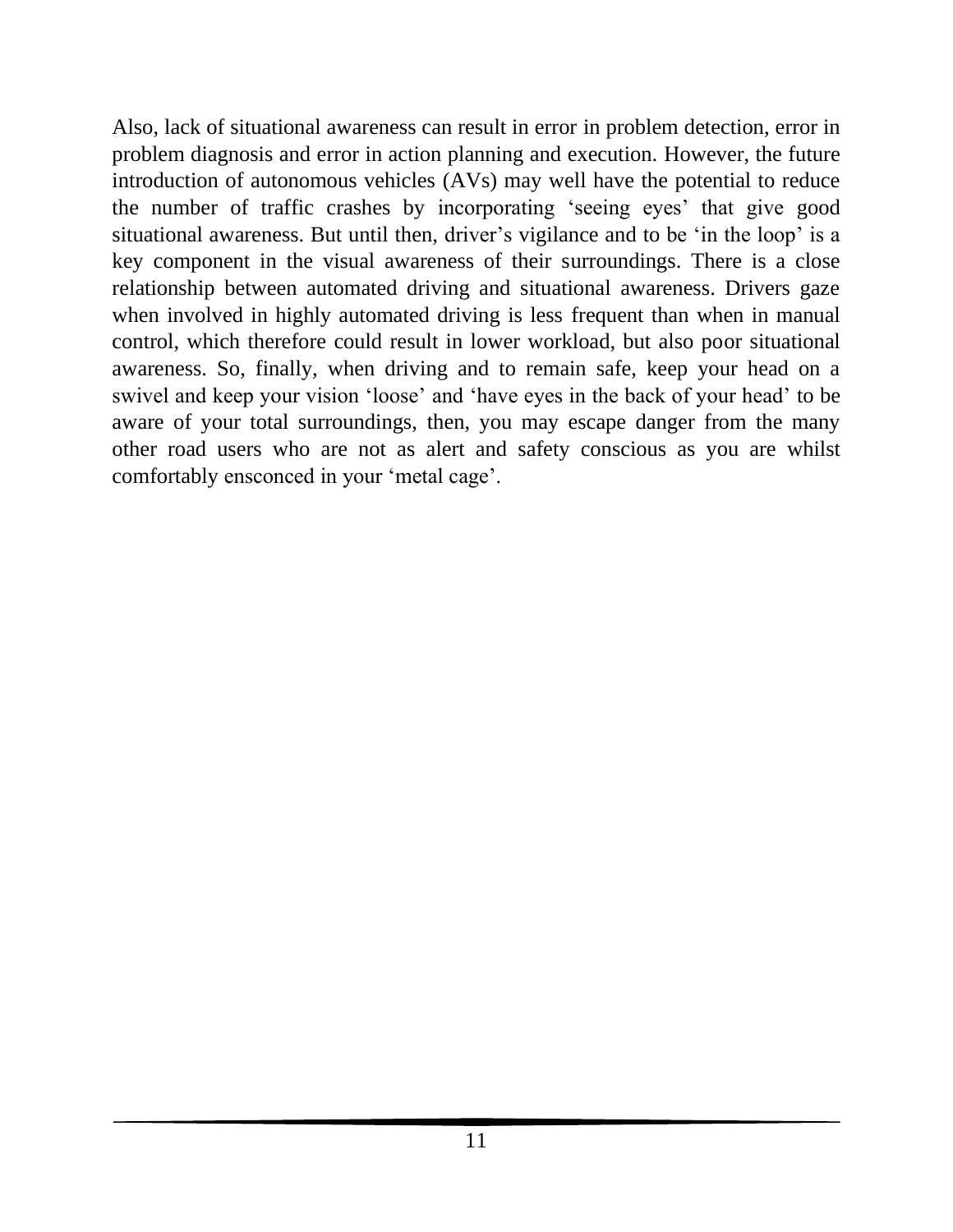Also, lack of situational awareness can result in error in problem detection, error in problem diagnosis and error in action planning and execution. However, the future introduction of autonomous vehicles (AVs) may well have the potential to reduce the number of traffic crashes by incorporating 'seeing eyes' that give good situational awareness. But until then, driver's vigilance and to be 'in the loop' is a key component in the visual awareness of their surroundings. There is a close relationship between automated driving and situational awareness. Drivers gaze when involved in highly automated driving is less frequent than when in manual control, which therefore could result in lower workload, but also poor situational awareness. So, finally, when driving and to remain safe, keep your head on a swivel and keep your vision 'loose' and 'have eyes in the back of your head' to be aware of your total surroundings, then, you may escape danger from the many other road users who are not as alert and safety conscious as you are whilst comfortably ensconced in your 'metal cage'.